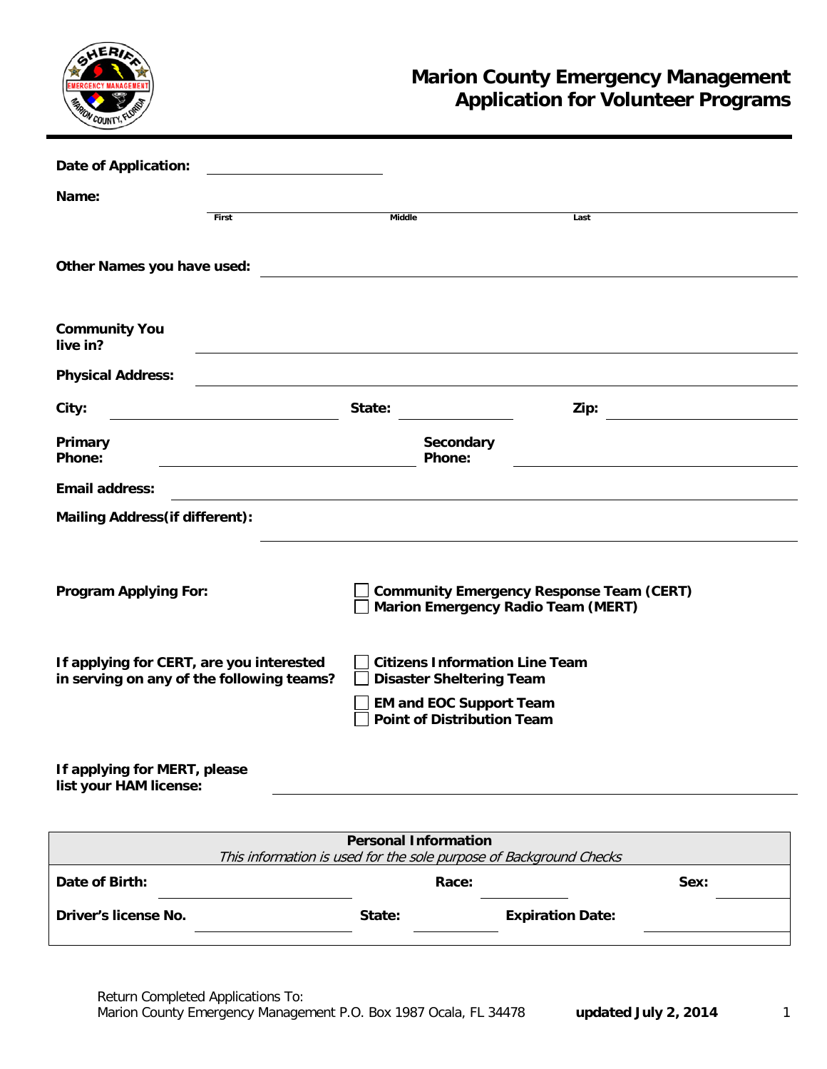# Marion County Emergency Management
## Application for Volunteer Programs

**Date of Application:** ____________________

**Name:** ____________________ ____________________ ____________________
First Middle Last

**Other Names you have used:** ____________________

**Community You live in?** ____________________

**Physical Address:** ____________________

**City:** ____________________ **State:** ____________ **Zip:** ____________

**Primary Phone:** ____________________ **Secondary Phone:** ____________________

**Email address:** ____________________

**Mailing Address(if different):** ____________________

**Program Applying For:**

- ☐ **Community Emergency Response Team (CERT)**
- ☐ **Marion Emergency Radio Team (MERT)**

**If applying for CERT, are you interested in serving on any of the following teams?**

- ☐ **Citizens Information Line Team**
- ☐ **Disaster Sheltering Team**
- ☐ **EM and EOC Support Team**
- ☐ **Point of Distribution Team**

**If applying for MERT, please list your HAM license:** ____________________

| **Personal Information** *This information is used for the sole purpose of Background Checks* | | | | | |
|---|---|---|---|---|---|
| **Date of Birth:** | | **Race:** | | **Sex:** | |
| **Driver's license No.** | | **State:** | | **Expiration Date:** | |

Return Completed Applications To:
Marion County Emergency Management P.O. Box 1987 Ocala, FL 34478 **updated July 2, 2014**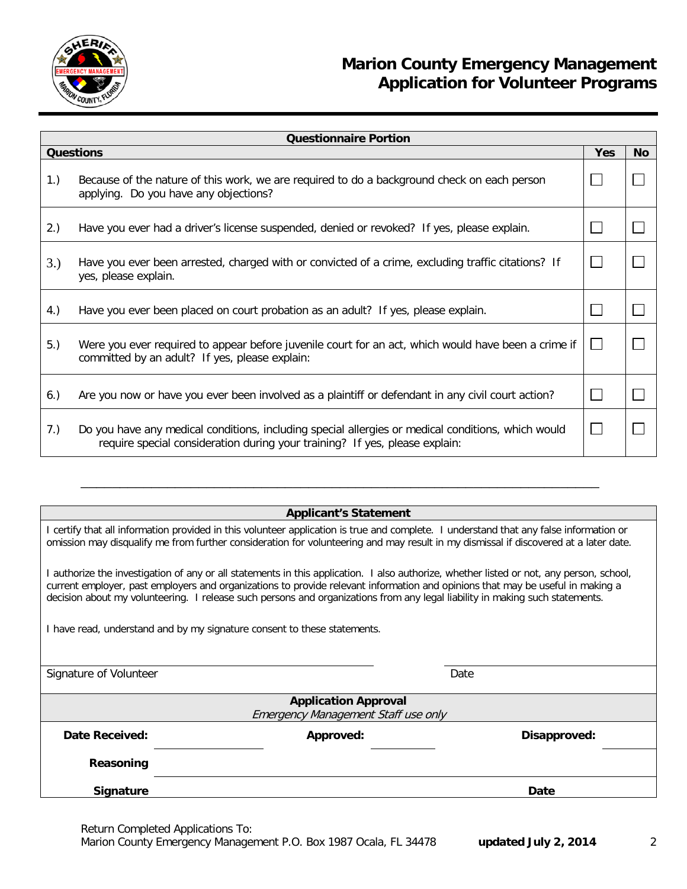# Marion County Emergency Management
# Application for Volunteer Programs

| Questionnaire Portion | | |
|---|---|---|
| **Questions** | **Yes** | **No** |
| 1.) Because of the nature of this work, we are required to do a background check on each person applying. Do you have any objections? | ☐ | ☐ |
| 2.) Have you ever had a driver's license suspended, denied or revoked? If yes, please explain. | ☐ | ☐ |
| 3.) Have you ever been arrested, charged with or convicted of a crime, excluding traffic citations? If yes, please explain. | ☐ | ☐ |
| 4.) Have you ever been placed on court probation as an adult? If yes, please explain. | ☐ | ☐ |
| 5.) Were you ever required to appear before juvenile court for an act, which would have been a crime if committed by an adult? If yes, please explain: | ☐ | ☐ |
| 6.) Are you now or have you ever been involved as a plaintiff or defendant in any civil court action? | ☐ | ☐ |
| 7.) Do you have any medical conditions, including special allergies or medical conditions, which would require special consideration during your training? If yes, please explain: | ☐ | ☐ |

_______________________________________________________________________________

## Applicant's Statement

I certify that all information provided in this volunteer application is true and complete. I understand that any false information or omission may disqualify me from further consideration for volunteering and may result in my dismissal if discovered at a later date.

I authorize the investigation of any or all statements in this application. I also authorize, whether listed or not, any person, school, current employer, past employers and organizations to provide relevant information and opinions that may be useful in making a decision about my volunteering. I release such persons and organizations from any legal liability in making such statements.

I have read, understand and by my signature consent to these statements.

Signature of Volunteer ______________________________ Date ______________

## Application Approval

*Emergency Management Staff use only*

| | | | | | |
|---|---|---|---|---|---|
| **Date Received:** | | **Approved:** | | **Disapproved:** | |
| **Reasoning** | | | | | |
| **Signature** | | | | **Date** | |

Return Completed Applications To:
Marion County Emergency Management P.O. Box 1987 Ocala, FL 34478 **updated July 2, 2014**